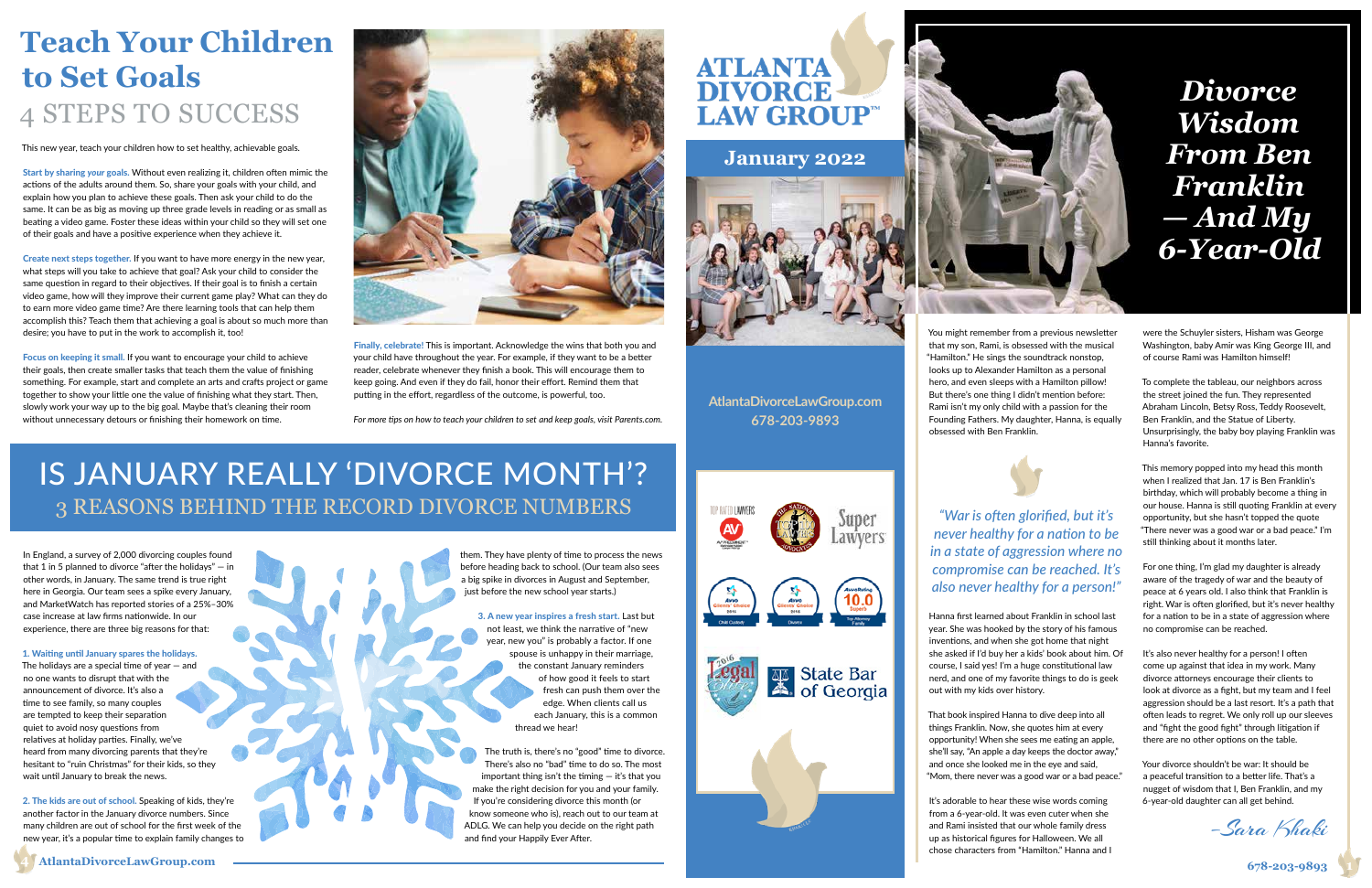# Teach Your Children to Set Goals

## 4 STEPS TO SUCCESS

This new year, teach your children how to set healthy, achievable goals.

**Start by sharing your goals.** Without even realizing it, children often mimic the actions of the adults around them. So, share your goals with your child, and explain how you plan to achieve these goals. Then ask your child to do the same. It can be as big as moving up three grade levels in reading or as small as beating a video game. Foster these ideas within your child so they will set one of their goals and have a positive experience when they achieve it.

**Create next steps together.** If you want to have more energy in the new year, what steps will you take to achieve that goal? Ask your child to consider the same question in regard to their objectives. If their goal is to finish a certain video game, how will they improve their current game play? What can they do to earn more video game time? Are there learning tools that can help them accomplish this? Teach them that achieving a goal is about so much more than desire; you have to put in the work to accomplish it, too!

**Focus on keeping it small.** If you want to encourage your child to achieve their goals, then create smaller tasks that teach them the value of finishing something. For example, start and complete an arts and crafts project or game together to show your little one the value of finishing what they start. Then, slowly work your way up to the big goal. Maybe that's cleaning their room without unnecessary detours or finishing their homework on time.

**Finally, celebrate!** This is important. Acknowledge the wins that both you and your child have throughout the year. For example, if they want to be a better reader, celebrate whenever they finish a book. This will encourage them to keep going. And even if they do fail, honor their effort. Remind them that putting in the effort, regardless of the outcome, is powerful, too.

*For more tips on how to teach your children to set and keep goals, visit Parents.com.*

# IS JANUARY REALLY 'DIVORCE MONTH'?

## 3 REASONS BEHIND THE RECORD DIVORCE NUMBERS

In England, a survey of 2,000 divorcing couples found that 1 in 5 planned to divorce "after the holidays" — in other words, in January. The same trend is true right here in Georgia. Our team sees a spike every January, and MarketWatch has reported stories of a 25%–30% case increase at law firms nationwide. In our experience, there are three big reasons for that:

**1. Waiting until January spares the holidays.** The holidays are a special time of year — and no one wants to disrupt that with the announcement of divorce. It's also a time to see family, so many couples are tempted to keep their separation quiet to avoid nosy questions from relatives at holiday parties. Finally, we've heard from many divorcing parents that they're hesitant to "ruin Christmas" for their kids, so they wait until January to break the news.

**2. The kids are out of school.** Speaking of kids, they're another factor in the January divorce numbers. Since many children are out of school for the first week of the new year, it's a popular time to explain family changes to them. They have plenty of time to process the news before heading back to school. (Our team also sees a big spike in divorces in August and September, just before the new school year starts.)

**3. A new year inspires a fresh start.** Last but not least, we think the narrative of "new year, new you" is probably a factor. If one spouse is unhappy in their marriage, the constant January reminders of how good it feels to start fresh can push them over the edge. When clients call us each January, this is a common thread we hear!

The truth is, there's no "good" time to divorce. There's also no "bad" time to do so. The most important thing isn't the timing — it's that you make the right decision for you and your family. If you're considering divorce this month (or know someone who is), reach out to our team at ADLG. We can help you decide on the right path and find your Happily Ever After.

# ATLANTA DIVORCE LAW GROUP™

**January 2022**

**AtlantaDivorceLawGroup.com**
**678-203-9893**

State Bar of Georgia

# Divorce Wisdom From Ben Franklin — And My 6-Year-Old

You might remember from a previous newsletter that my son, Rami, is obsessed with the musical "Hamilton." He sings the soundtrack nonstop, looks up to Alexander Hamilton as a personal hero, and even sleeps with a Hamilton pillow! But there's one thing I didn't mention before: Rami isn't my only child with a passion for the Founding Fathers. My daughter, Hanna, is equally obsessed with Ben Franklin.

> *"War is often glorified, but it's never healthy for a nation to be in a state of aggression where no compromise can be reached. It's also never healthy for a person!"*

Hanna first learned about Franklin in school last year. She was hooked by the story of his famous inventions, and when she got home that night she asked if I'd buy her a kids' book about him. Of course, I said yes! I'm a huge constitutional law nerd, and one of my favorite things to do is geek out with my kids over history.

That book inspired Hanna to dive deep into all things Franklin. Now, she quotes him at every opportunity! When she sees me eating an apple, she'll say, "An apple a day keeps the doctor away," and once she looked me in the eye and said, "Mom, there never was a good war or a bad peace."

It's adorable to hear these wise words coming from a 6-year-old. It was even cuter when she and Rami insisted that our whole family dress up as historical figures for Halloween. We all chose characters from "Hamilton." Hanna and I were the Schuyler sisters, Hisham was George Washington, baby Amir was King George III, and of course Rami was Hamilton himself!

To complete the tableau, our neighbors across the street joined the fun. They represented Abraham Lincoln, Betsy Ross, Teddy Roosevelt, Ben Franklin, and the Statue of Liberty. Unsurprisingly, the baby boy playing Franklin was Hanna's favorite.

This memory popped into my head this month when I realized that Jan. 17 is Ben Franklin's birthday, which will probably become a thing in our house. Hanna is still quoting Franklin at every opportunity, but she hasn't topped the quote "There never was a good war or a bad peace." I'm still thinking about it months later.

For one thing, I'm glad my daughter is already aware of the tragedy of war and the beauty of peace at 6 years old. I also think that Franklin is right. War is often glorified, but it's never healthy for a nation to be in a state of aggression where no compromise can be reached.

It's also never healthy for a person! I often come up against that idea in my work. Many divorce attorneys encourage their clients to look at divorce as a fight, but my team and I feel aggression should be a last resort. It's a path that often leads to regret. We only roll up our sleeves and "fight the good fight" through litigation if there are no other options on the table.

Your divorce shouldn't be war: It should be a peaceful transition to a better life. That's a nugget of wisdom that I, Ben Franklin, and my 6-year-old daughter can all get behind.

*–Sara Khaki*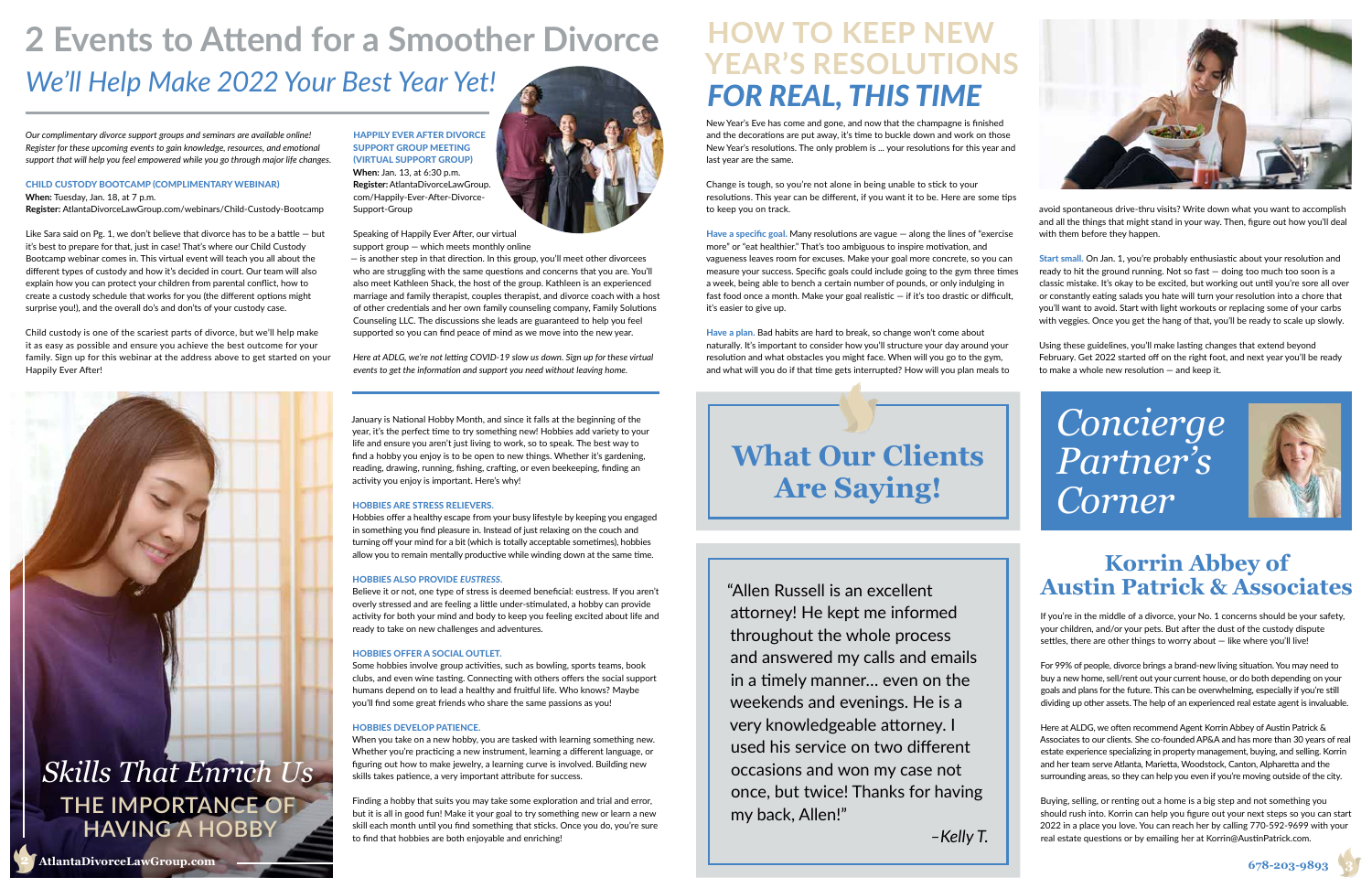# 2 Events to Attend for a Smoother Divorce

## *We'll Help Make 2022 Your Best Year Yet!*

*Our complimentary divorce support groups and seminars are available online! Register for these upcoming events to gain knowledge, resources, and emotional support that will help you feel empowered while you go through major life changes.*

### CHILD CUSTODY BOOTCAMP (COMPLIMENTARY WEBINAR)

**When:** Tuesday, Jan. 18, at 7 p.m.
**Register:** AtlantaDivorceLawGroup.com/webinars/Child-Custody-Bootcamp

Like Sara said on Pg. 1, we don't believe that divorce has to be a battle — but it's best to prepare for that, just in case! That's where our Child Custody Bootcamp webinar comes in. This virtual event will teach you all about the different types of custody and how it's decided in court. Our team will also explain how you can protect your children from parental conflict, how to create a custody schedule that works for you (the different options might surprise you!), and the overall do's and don'ts of your custody case.

Child custody is one of the scariest parts of divorce, but we'll help make it as easy as possible and ensure you achieve the best outcome for your family. Sign up for this webinar at the address above to get started on your Happily Ever After!

### HAPPILY EVER AFTER DIVORCE SUPPORT GROUP MEETING (VIRTUAL SUPPORT GROUP)

**When:** Jan. 13, at 6:30 p.m.
**Register:** AtlantaDivorceLawGroup.com/Happily-Ever-After-Divorce-Support-Group

Speaking of Happily Ever After, our virtual support group — which meets monthly online — is another step in that direction. In this group, you'll meet other divorcees who are struggling with the same questions and concerns that you are. You'll also meet Kathleen Shack, the host of the group. Kathleen is an experienced marriage and family therapist, couples therapist, and divorce coach with a host of other credentials and her own family counseling company, Family Solutions Counseling LLC. The discussions she leads are guaranteed to help you feel supported so you can find peace of mind as you move into the new year.

*Here at ADLG, we're not letting COVID-19 slow us down. Sign up for these virtual events to get the information and support you need without leaving home.*

# *Skills That Enrich Us*

## THE IMPORTANCE OF HAVING A HOBBY

January is National Hobby Month, and since it falls at the beginning of the year, it's the perfect time to try something new! Hobbies add variety to your life and ensure you aren't just living to work, so to speak. The best way to find a hobby you enjoy is to be open to new things. Whether it's gardening, reading, drawing, running, fishing, crafting, or even beekeeping, finding an activity you enjoy is important. Here's why!

### HOBBIES ARE STRESS RELIEVERS.

Hobbies offer a healthy escape from your busy lifestyle by keeping you engaged in something you find pleasure in. Instead of just relaxing on the couch and turning off your mind for a bit (which is totally acceptable sometimes), hobbies allow you to remain mentally productive while winding down at the same time.

### HOBBIES ALSO PROVIDE *EUSTRESS*.

Believe it or not, one type of stress is deemed beneficial: eustress. If you aren't overly stressed and are feeling a little under-stimulated, a hobby can provide activity for both your mind and body to keep you feeling excited about life and ready to take on new challenges and adventures.

### HOBBIES OFFER A SOCIAL OUTLET.

Some hobbies involve group activities, such as bowling, sports teams, book clubs, and even wine tasting. Connecting with others offers the social support humans depend on to lead a healthy and fruitful life. Who knows? Maybe you'll find some great friends who share the same passions as you!

### HOBBIES DEVELOP PATIENCE.

When you take on a new hobby, you are tasked with learning something new. Whether you're practicing a new instrument, learning a different language, or figuring out how to make jewelry, a learning curve is involved. Building new skills takes patience, a very important attribute for success.

Finding a hobby that suits you may take some exploration and trial and error, but it is all in good fun! Make it your goal to try something new or learn a new skill each month until you find something that sticks. Once you do, you're sure to find that hobbies are both enjoyable and enriching!

# HOW TO KEEP NEW YEAR'S RESOLUTIONS *FOR REAL, THIS TIME*

New Year's Eve has come and gone, and now that the champagne is finished and the decorations are put away, it's time to buckle down and work on those New Year's resolutions. The only problem is … your resolutions for this year and last year are the same.

Change is tough, so you're not alone in being unable to stick to your resolutions. This year can be different, if you want it to be. Here are some tips to keep you on track.

**Have a specific goal.** Many resolutions are vague — along the lines of "exercise more" or "eat healthier." That's too ambiguous to inspire motivation, and vagueness leaves room for excuses. Make your goal more concrete, so you can measure your success. Specific goals could include going to the gym three times a week, being able to bench a certain number of pounds, or only indulging in fast food once a month. Make your goal realistic — if it's too drastic or difficult, it's easier to give up.

**Have a plan.** Bad habits are hard to break, so change won't come about naturally. It's important to consider how you'll structure your day around your resolution and what obstacles you might face. When will you go to the gym, and what will you do if that time gets interrupted? How will you plan meals to avoid spontaneous drive-thru visits? Write down what you want to accomplish and all the things that might stand in your way. Then, figure out how you'll deal with them before they happen.

**Start small.** On Jan. 1, you're probably enthusiastic about your resolution and ready to hit the ground running. Not so fast — doing too much too soon is a classic mistake. It's okay to be excited, but working out until you're sore all over or constantly eating salads you hate will turn your resolution into a chore that you'll want to avoid. Start with light workouts or replacing some of your carbs with veggies. Once you get the hang of that, you'll be ready to scale up slowly.

Using these guidelines, you'll make lasting changes that extend beyond February. Get 2022 started off on the right foot, and next year you'll be ready to make a whole new resolution — and keep it.

# What Our Clients Are Saying!

"Allen Russell is an excellent attorney! He kept me informed throughout the whole process and answered my calls and emails in a timely manner… even on the weekends and evenings. He is a very knowledgeable attorney. I used his service on two different occasions and won my case not once, but twice! Thanks for having my back, Allen!"

*–Kelly T.*

# *Concierge Partner's Corner*

## Korrin Abbey of Austin Patrick & Associates

If you're in the middle of a divorce, your No. 1 concerns should be your safety, your children, and/or your pets. But after the dust of the custody dispute settles, there are other things to worry about — like where you'll live!

For 99% of people, divorce brings a brand-new living situation. You may need to buy a new home, sell/rent out your current house, or do both depending on your goals and plans for the future. This can be overwhelming, especially if you're still dividing up other assets. The help of an experienced real estate agent is invaluable.

Here at ALDG, we often recommend Agent Korrin Abbey of Austin Patrick & Associates to our clients. She co-founded AP&A and has more than 30 years of real estate experience specializing in property management, buying, and selling. Korrin and her team serve Atlanta, Marietta, Woodstock, Canton, Alpharetta and the surrounding areas, so they can help you even if you're moving outside of the city.

Buying, selling, or renting out a home is a big step and not something you should rush into. Korrin can help you figure out your next steps so you can start 2022 in a place you love. You can reach her by calling 770-592-9699 with your real estate questions or by emailing her at Korrin@AustinPatrick.com.